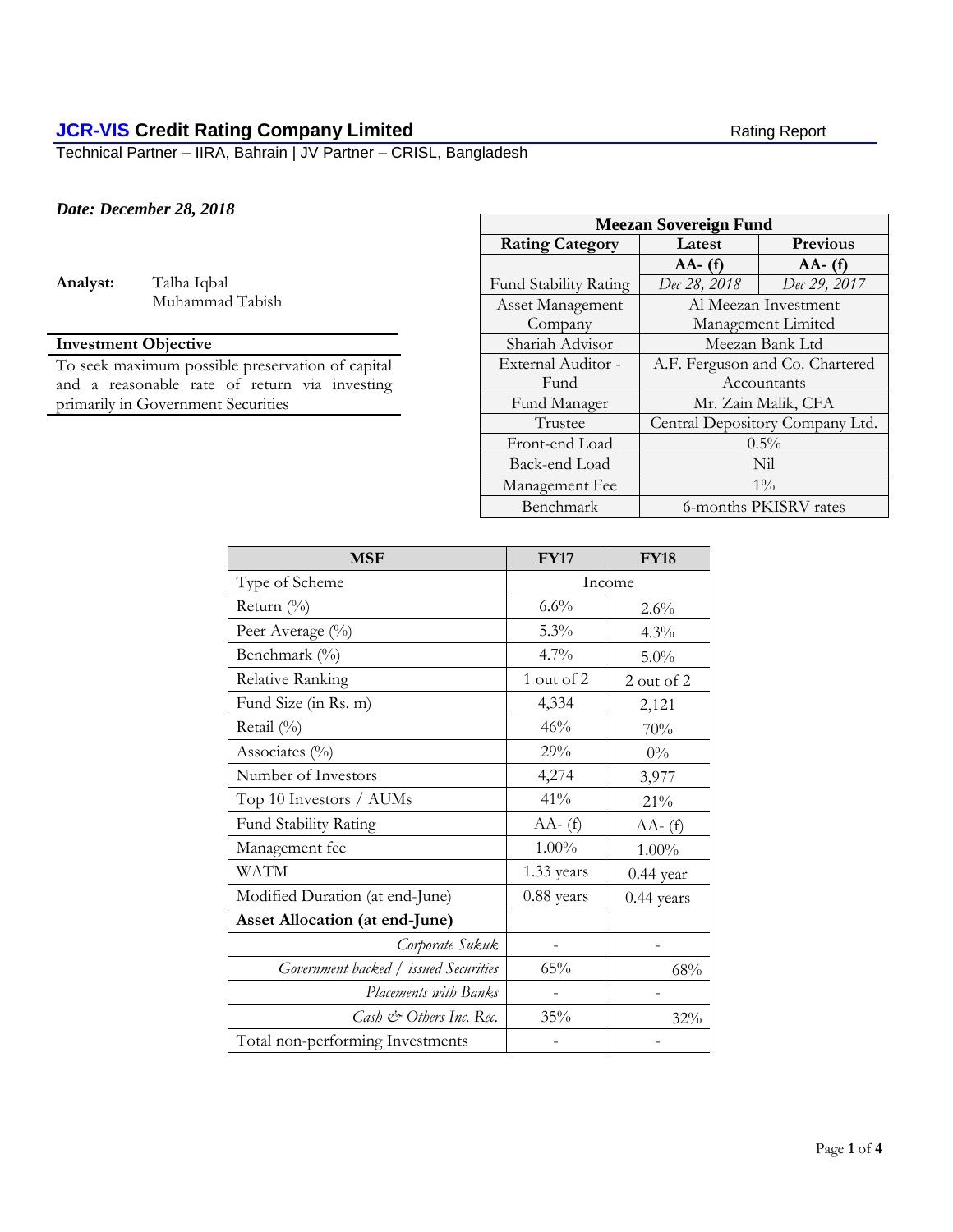# JCR-VIS Credit Rating Company Limited

Rating Report

Technical Partner – IIRA, Bahrain | JV Partner – CRISL, Bangladesh

***Date: December 28, 2018***

**Analyst:** Talha Iqbal
Muhammad Tabish

**Investment Objective**

To seek maximum possible preservation of capital and a reasonable rate of return via investing primarily in Government Securities

| **Meezan Sovereign Fund** | | |
|---|---|---|
| **Rating Category** | **Latest** | **Previous** |
| Fund Stability Rating | **AA- (f)**<br>*Dec 28, 2018* | **AA- (f)**<br>*Dec 29, 2017* |
| Asset Management Company | Al Meezan Investment Management Limited | |
| Shariah Advisor | Meezan Bank Ltd | |
| External Auditor - Fund | A.F. Ferguson and Co. Chartered Accountants | |
| Fund Manager | Mr. Zain Malik, CFA | |
| Trustee | Central Depository Company Ltd. | |
| Front-end Load | 0.5% | |
| Back-end Load | Nil | |
| Management Fee | 1% | |
| Benchmark | 6-months PKISRV rates | |

| **MSF** | **FY17** | **FY18** |
|---|---|---|
| Type of Scheme | Income | |
| Return (%) | 6.6% | 2.6% |
| Peer Average (%) | 5.3% | 4.3% |
| Benchmark (%) | 4.7% | 5.0% |
| Relative Ranking | 1 out of 2 | 2 out of 2 |
| Fund Size (in Rs. m) | 4,334 | 2,121 |
| Retail (%) | 46% | 70% |
| Associates (%) | 29% | 0% |
| Number of Investors | 4,274 | 3,977 |
| Top 10 Investors / AUMs | 41% | 21% |
| Fund Stability Rating | AA- (f) | AA- (f) |
| Management fee | 1.00% | 1.00% |
| WATM | 1.33 years | 0.44 year |
| Modified Duration (at end-June) | 0.88 years | 0.44 years |
| **Asset Allocation (at end-June)** | | |
| *Corporate Sukuk* | - | - |
| *Government backed / issued Securities* | 65% | 68% |
| *Placements with Banks* | - | - |
| *Cash & Others Inc. Rec.* | 35% | 32% |
| Total non-performing Investments | - | - |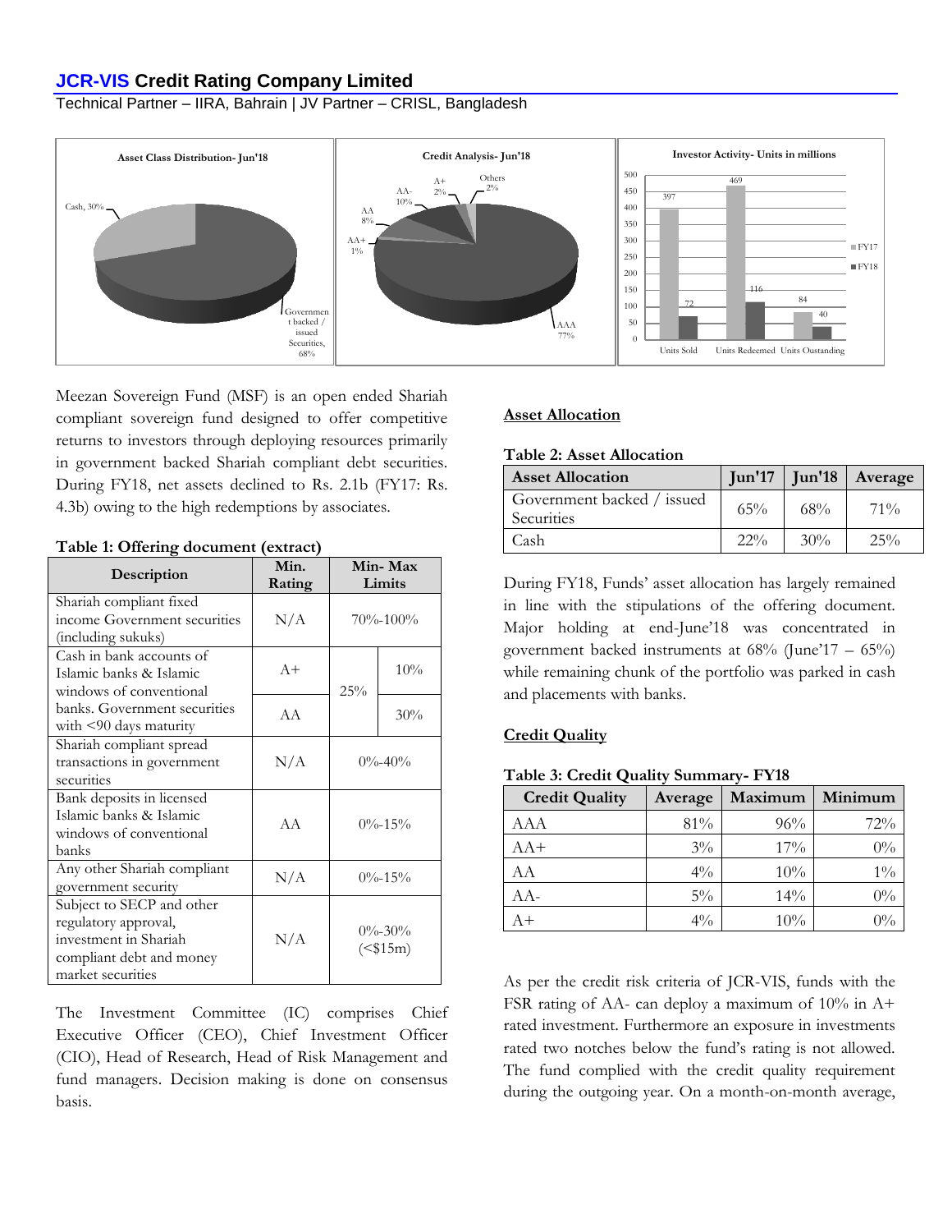Meezan Sovereign Fund (MSF) is an open ended Shariah compliant sovereign fund designed to offer competitive returns to investors through deploying resources primarily in government backed Shariah compliant debt securities. During FY18, net assets declined to Rs. 2.1b (FY17: Rs. 4.3b) owing to the high redemptions by associates.

**Table 1: Offering document (extract)**

| Description | Min. Rating | Min- Max Limits | |
|---|---|---|---|
| Shariah compliant fixed income Government securities (including sukuks) | N/A | 70%-100% | |
| Cash in bank accounts of Islamic banks & Islamic windows of conventional banks. Government securities with <90 days maturity | A+ | 25% | 10% |
| | AA | | 30% |
| Shariah compliant spread transactions in government securities | N/A | 0%-40% | |
| Bank deposits in licensed Islamic banks & Islamic windows of conventional banks | AA | 0%-15% | |
| Any other Shariah compliant government security | N/A | 0%-15% | |
| Subject to SECP and other regulatory approval, investment in Shariah compliant debt and money market securities | N/A | 0%-30% (<$15m) | |

The Investment Committee (IC) comprises Chief Executive Officer (CEO), Chief Investment Officer (CIO), Head of Research, Head of Risk Management and fund managers. Decision making is done on consensus basis.

## Asset Allocation

**Table 2: Asset Allocation**

| Asset Allocation | Jun'17 | Jun'18 | Average |
|---|---|---|---|
| Government backed / issued Securities | 65% | 68% | 71% |
| Cash | 22% | 30% | 25% |

During FY18, Funds' asset allocation has largely remained in line with the stipulations of the offering document. Major holding at end-June'18 was concentrated in government backed instruments at 68% (June'17 – 65%) while remaining chunk of the portfolio was parked in cash and placements with banks.

## Credit Quality

**Table 3: Credit Quality Summary- FY18**

| Credit Quality | Average | Maximum | Minimum |
|---|---|---|---|
| AAA | 81% | 96% | 72% |
| AA+ | 3% | 17% | 0% |
| AA | 4% | 10% | 1% |
| AA- | 5% | 14% | 0% |
| A+ | 4% | 10% | 0% |

As per the credit risk criteria of JCR-VIS, funds with the FSR rating of AA- can deploy a maximum of 10% in A+ rated investment. Furthermore an exposure in investments rated two notches below the fund's rating is not allowed. The fund complied with the credit quality requirement during the outgoing year. On a month-on-month average,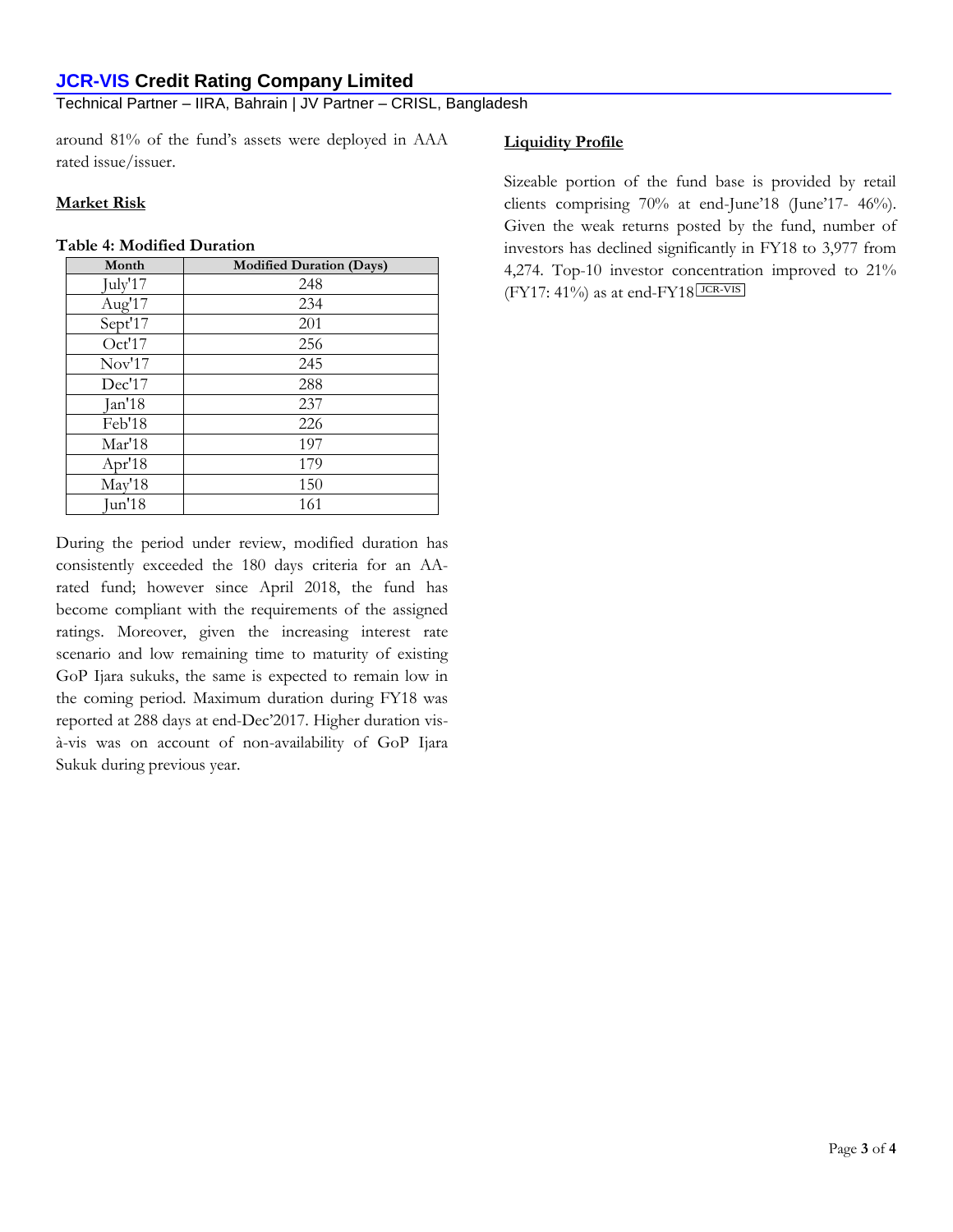around 81% of the fund's assets were deployed in AAA rated issue/issuer.

**Market Risk**

**Table 4: Modified Duration**

| Month | Modified Duration (Days) |
|---|---|
| July'17 | 248 |
| Aug'17 | 234 |
| Sept'17 | 201 |
| Oct'17 | 256 |
| Nov'17 | 245 |
| Dec'17 | 288 |
| Jan'18 | 237 |
| Feb'18 | 226 |
| Mar'18 | 197 |
| Apr'18 | 179 |
| May'18 | 150 |
| Jun'18 | 161 |

During the period under review, modified duration has consistently exceeded the 180 days criteria for an AA-rated fund; however since April 2018, the fund has become compliant with the requirements of the assigned ratings. Moreover, given the increasing interest rate scenario and low remaining time to maturity of existing GoP Ijara sukuks, the same is expected to remain low in the coming period. Maximum duration during FY18 was reported at 288 days at end-Dec'2017. Higher duration vis-à-vis was on account of non-availability of GoP Ijara Sukuk during previous year.

**Liquidity Profile**

Sizeable portion of the fund base is provided by retail clients comprising 70% at end-June'18 (June'17- 46%). Given the weak returns posted by the fund, number of investors has declined significantly in FY18 to 3,977 from 4,274. Top-10 investor concentration improved to 21% (FY17: 41%) as at end-FY18 JCR-VIS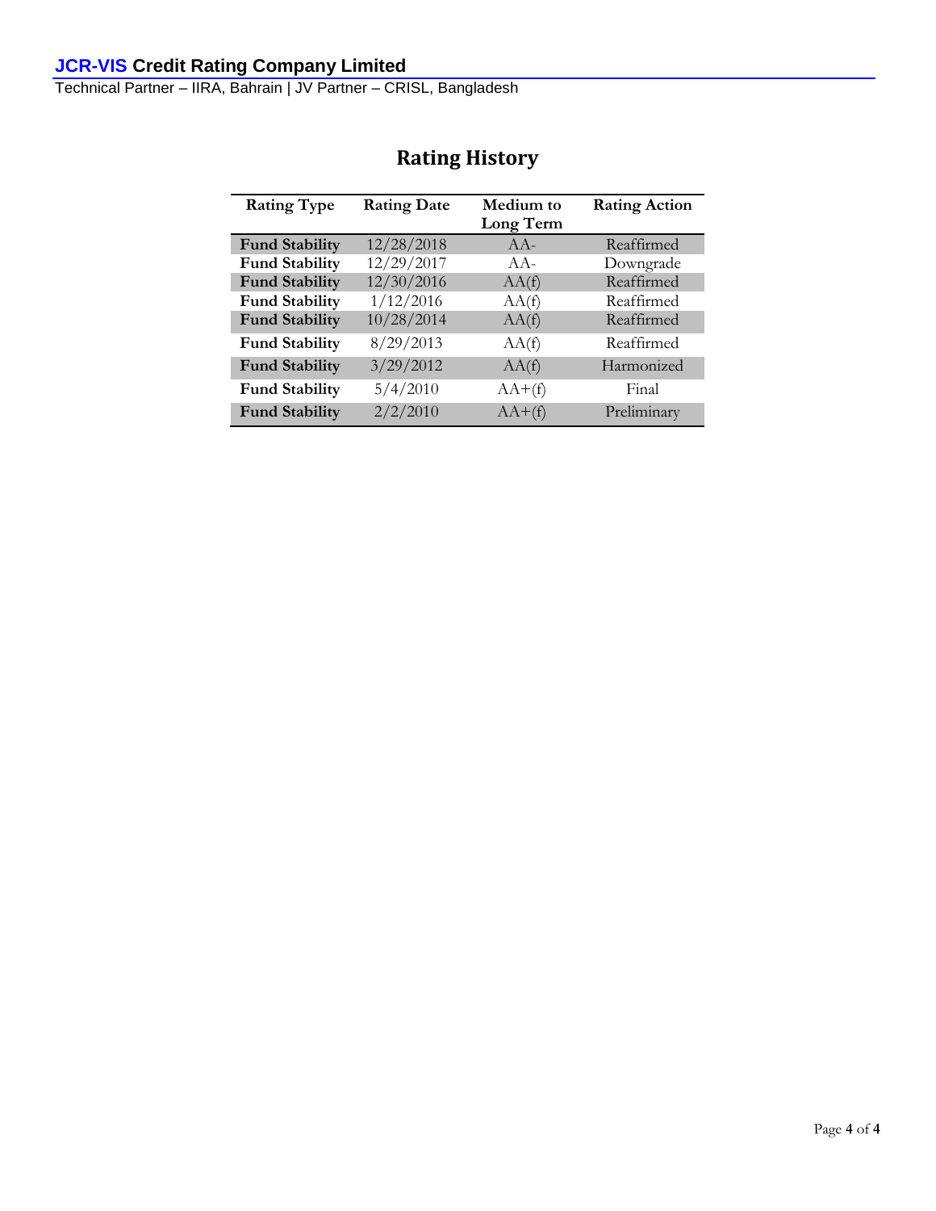# Rating History

| Rating Type | Rating Date | Medium to Long Term | Rating Action |
|---|---|---|---|
| **Fund Stability** | 12/28/2018 | AA- | Reaffirmed |
| **Fund Stability** | 12/29/2017 | AA- | Downgrade |
| **Fund Stability** | 12/30/2016 | AA(f) | Reaffirmed |
| **Fund Stability** | 1/12/2016 | AA(f) | Reaffirmed |
| **Fund Stability** | 10/28/2014 | AA(f) | Reaffirmed |
| **Fund Stability** | 8/29/2013 | AA(f) | Reaffirmed |
| **Fund Stability** | 3/29/2012 | AA(f) | Harmonized |
| **Fund Stability** | 5/4/2010 | AA+(f) | Final |
| **Fund Stability** | 2/2/2010 | AA+(f) | Preliminary |